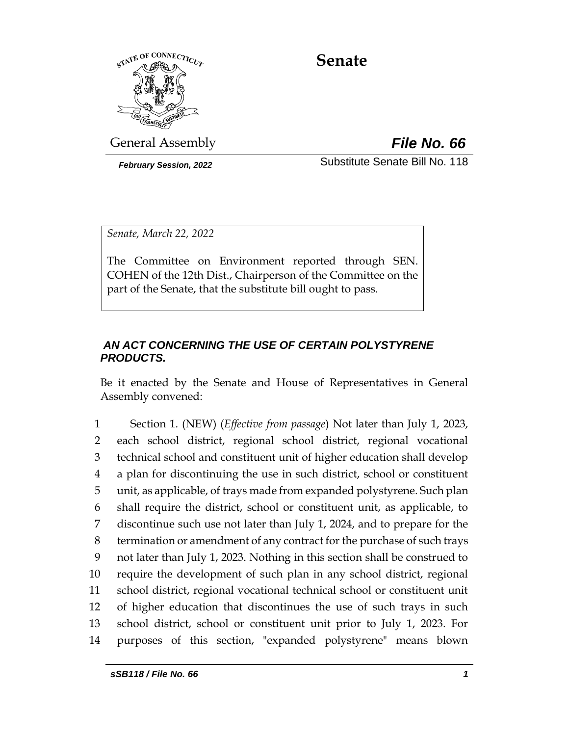# Senate

General Assembly

***File No. 66***

*February Session, 2022*

Substitute Senate Bill No. 118

*Senate, March 22, 2022*

The Committee on Environment reported through SEN. COHEN of the 12th Dist., Chairperson of the Committee on the part of the Senate, that the substitute bill ought to pass.

***AN ACT CONCERNING THE USE OF CERTAIN POLYSTYRENE PRODUCTS.***

Be it enacted by the Senate and House of Representatives in General Assembly convened:

1 Section 1. (NEW) (*Effective from passage*) Not later than July 1, 2023,
2 each school district, regional school district, regional vocational
3 technical school and constituent unit of higher education shall develop
4 a plan for discontinuing the use in such district, school or constituent
5 unit, as applicable, of trays made from expanded polystyrene. Such plan
6 shall require the district, school or constituent unit, as applicable, to
7 discontinue such use not later than July 1, 2024, and to prepare for the
8 termination or amendment of any contract for the purchase of such trays
9 not later than July 1, 2023. Nothing in this section shall be construed to
10 require the development of such plan in any school district, regional
11 school district, regional vocational technical school or constituent unit
12 of higher education that discontinues the use of such trays in such
13 school district, school or constituent unit prior to July 1, 2023. For
14 purposes of this section, "expanded polystyrene" means blown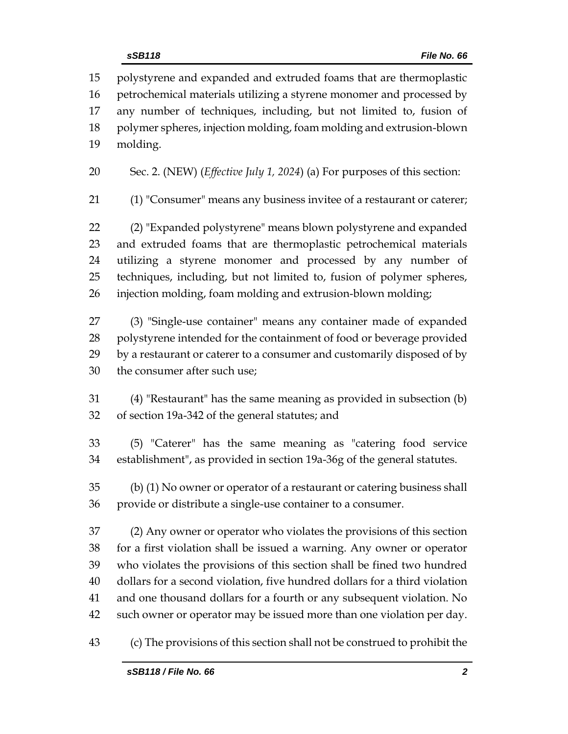polystyrene and expanded and extruded foams that are thermoplastic petrochemical materials utilizing a styrene monomer and processed by any number of techniques, including, but not limited to, fusion of polymer spheres, injection molding, foam molding and extrusion-blown molding.

Sec. 2. (NEW) (*Effective July 1, 2024*) (a) For purposes of this section:

(1) "Consumer" means any business invitee of a restaurant or caterer;

(2) "Expanded polystyrene" means blown polystyrene and expanded and extruded foams that are thermoplastic petrochemical materials utilizing a styrene monomer and processed by any number of techniques, including, but not limited to, fusion of polymer spheres, injection molding, foam molding and extrusion-blown molding;

(3) "Single-use container" means any container made of expanded polystyrene intended for the containment of food or beverage provided by a restaurant or caterer to a consumer and customarily disposed of by the consumer after such use;

(4) "Restaurant" has the same meaning as provided in subsection (b) of section 19a-342 of the general statutes; and

(5) "Caterer" has the same meaning as "catering food service establishment", as provided in section 19a-36g of the general statutes.

(b) (1) No owner or operator of a restaurant or catering business shall provide or distribute a single-use container to a consumer.

(2) Any owner or operator who violates the provisions of this section for a first violation shall be issued a warning. Any owner or operator who violates the provisions of this section shall be fined two hundred dollars for a second violation, five hundred dollars for a third violation and one thousand dollars for a fourth or any subsequent violation. No such owner or operator may be issued more than one violation per day.

(c) The provisions of this section shall not be construed to prohibit the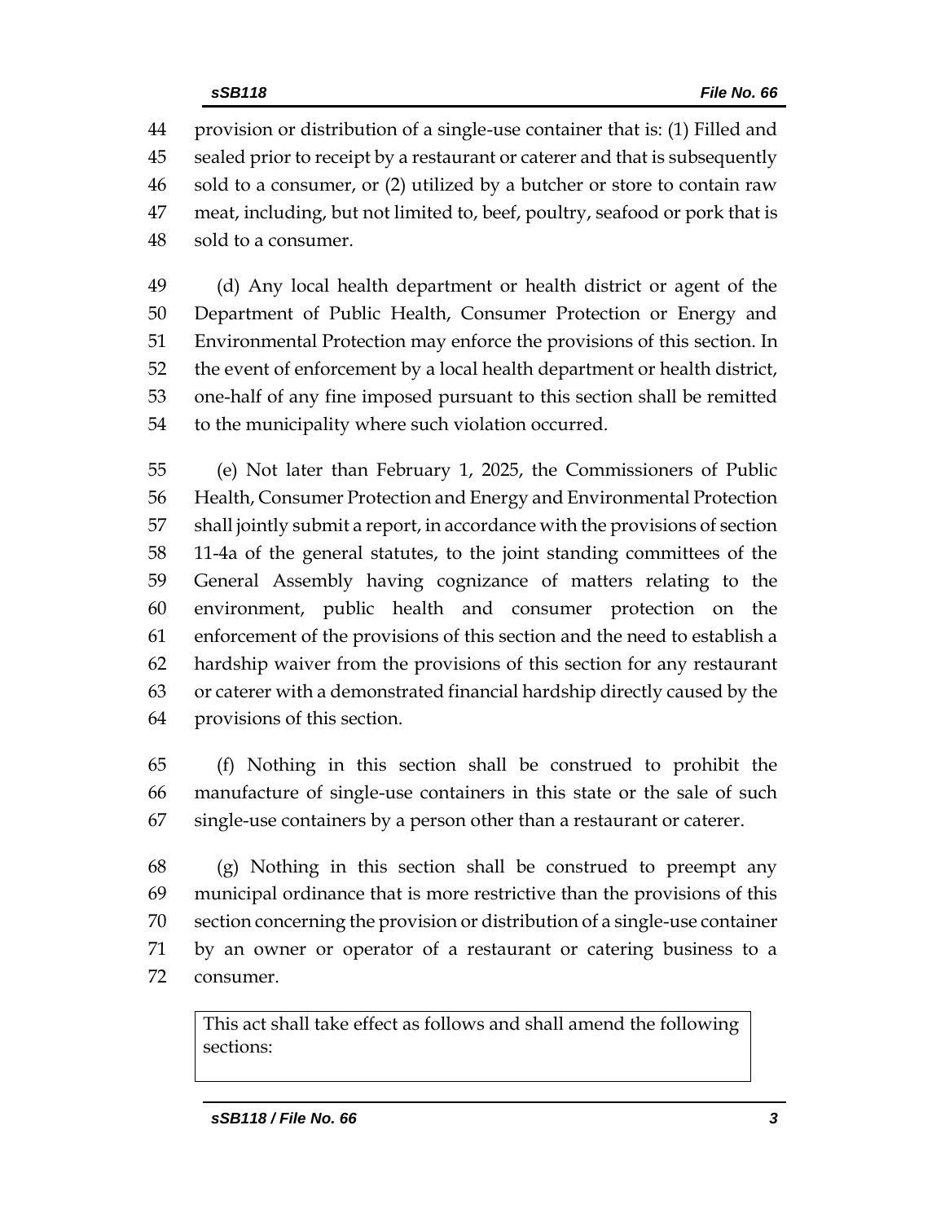provision or distribution of a single-use container that is: (1) Filled and sealed prior to receipt by a restaurant or caterer and that is subsequently sold to a consumer, or (2) utilized by a butcher or store to contain raw meat, including, but not limited to, beef, poultry, seafood or pork that is sold to a consumer.

(d) Any local health department or health district or agent of the Department of Public Health, Consumer Protection or Energy and Environmental Protection may enforce the provisions of this section. In the event of enforcement by a local health department or health district, one-half of any fine imposed pursuant to this section shall be remitted to the municipality where such violation occurred.

(e) Not later than February 1, 2025, the Commissioners of Public Health, Consumer Protection and Energy and Environmental Protection shall jointly submit a report, in accordance with the provisions of section 11-4a of the general statutes, to the joint standing committees of the General Assembly having cognizance of matters relating to the environment, public health and consumer protection on the enforcement of the provisions of this section and the need to establish a hardship waiver from the provisions of this section for any restaurant or caterer with a demonstrated financial hardship directly caused by the provisions of this section.

(f) Nothing in this section shall be construed to prohibit the manufacture of single-use containers in this state or the sale of such single-use containers by a person other than a restaurant or caterer.

(g) Nothing in this section shall be construed to preempt any municipal ordinance that is more restrictive than the provisions of this section concerning the provision or distribution of a single-use container by an owner or operator of a restaurant or catering business to a consumer.

| This act shall take effect as follows and shall amend the following sections: |
| --- |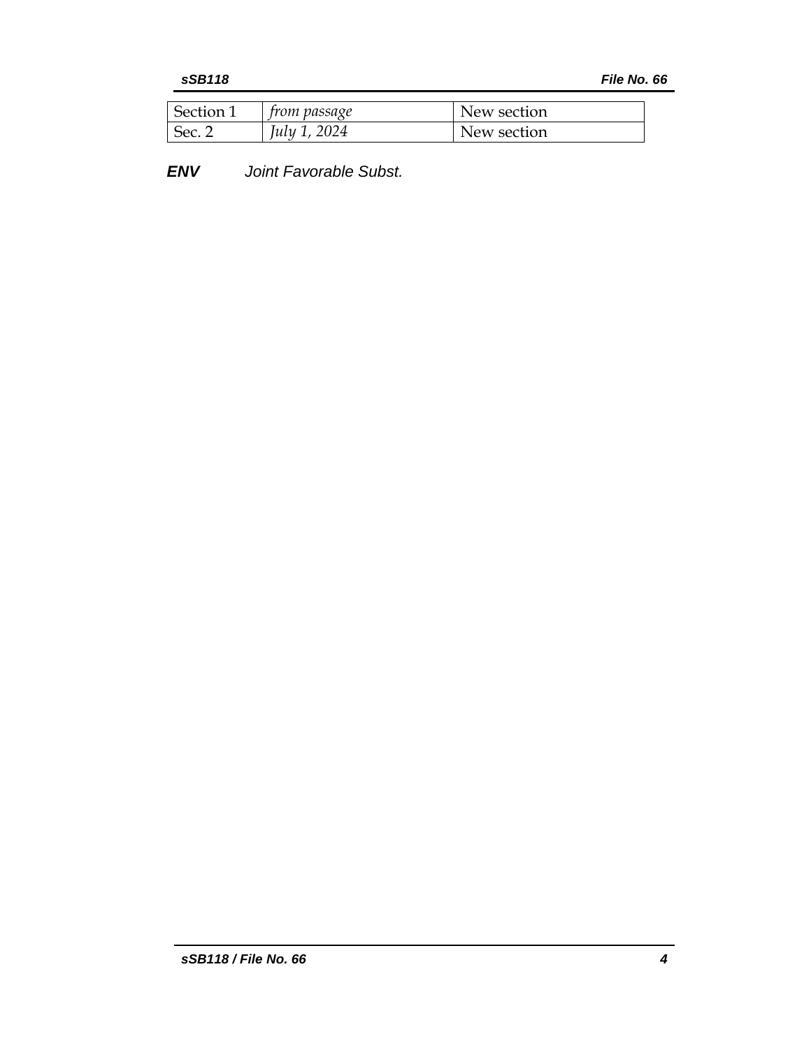| Section 1 | *from passage* | New section |
|---|---|---|
| Sec. 2 | *July 1, 2024* | New section |

***ENV*** *Joint Favorable Subst.*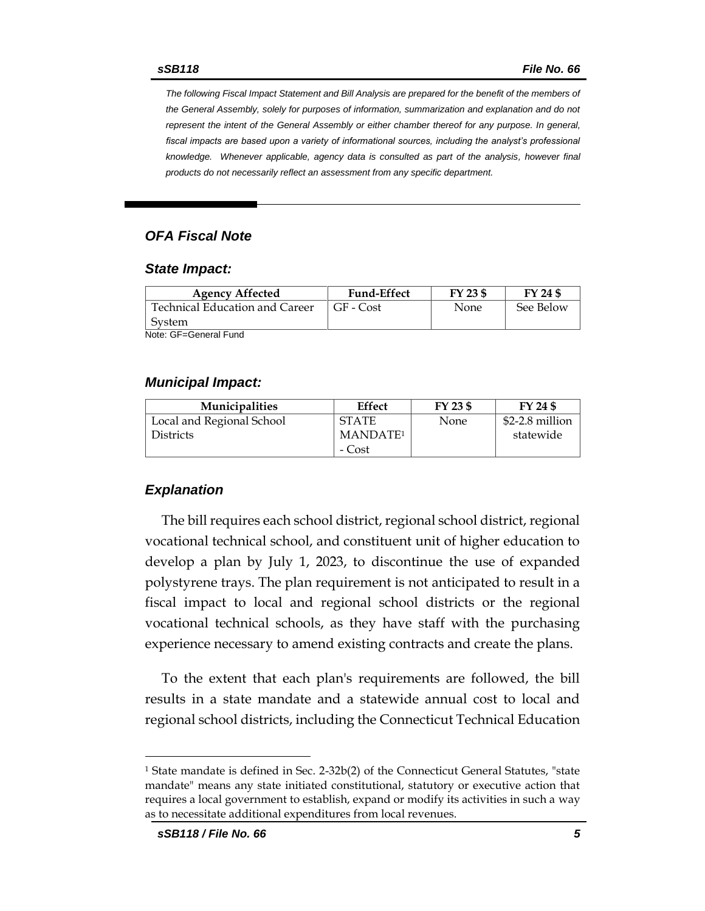*The following Fiscal Impact Statement and Bill Analysis are prepared for the benefit of the members of the General Assembly, solely for purposes of information, summarization and explanation and do not represent the intent of the General Assembly or either chamber thereof for any purpose. In general, fiscal impacts are based upon a variety of informational sources, including the analyst's professional knowledge. Whenever applicable, agency data is consulted as part of the analysis, however final products do not necessarily reflect an assessment from any specific department.*

## *OFA Fiscal Note*

### *State Impact:*

| Agency Affected | Fund-Effect | FY 23 $ | FY 24 $ |
|---|---|---|---|
| Technical Education and Career System | GF - Cost | None | See Below |

Note: GF=General Fund

### *Municipal Impact:*

| Municipalities | Effect | FY 23 $ | FY 24 $ |
|---|---|---|---|
| Local and Regional School Districts | STATE MANDATE[1] - Cost | None | $2-2.8 million statewide |

### *Explanation*

The bill requires each school district, regional school district, regional vocational technical school, and constituent unit of higher education to develop a plan by July 1, 2023, to discontinue the use of expanded polystyrene trays. The plan requirement is not anticipated to result in a fiscal impact to local and regional school districts or the regional vocational technical schools, as they have staff with the purchasing experience necessary to amend existing contracts and create the plans.

To the extent that each plan's requirements are followed, the bill results in a state mandate and a statewide annual cost to local and regional school districts, including the Connecticut Technical Education

[1] State mandate is defined in Sec. 2-32b(2) of the Connecticut General Statutes, "state mandate" means any state initiated constitutional, statutory or executive action that requires a local government to establish, expand or modify its activities in such a way as to necessitate additional expenditures from local revenues.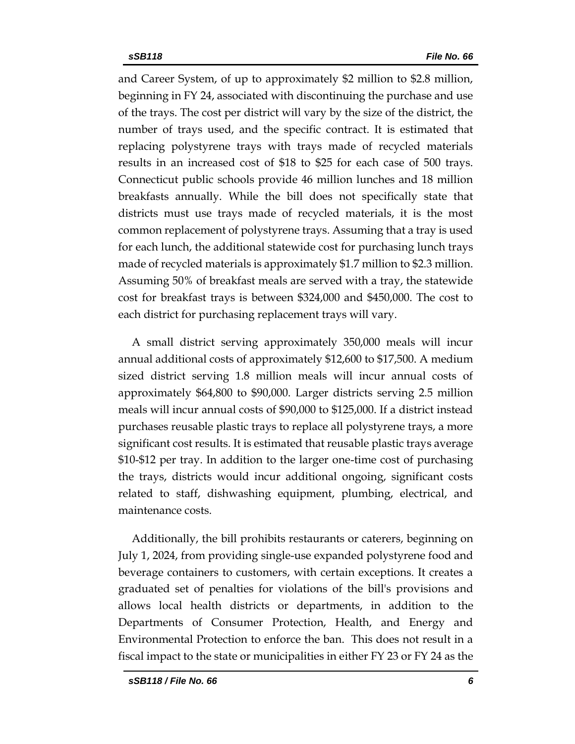and Career System, of up to approximately $2 million to $2.8 million, beginning in FY 24, associated with discontinuing the purchase and use of the trays. The cost per district will vary by the size of the district, the number of trays used, and the specific contract. It is estimated that replacing polystyrene trays with trays made of recycled materials results in an increased cost of $18 to $25 for each case of 500 trays. Connecticut public schools provide 46 million lunches and 18 million breakfasts annually. While the bill does not specifically state that districts must use trays made of recycled materials, it is the most common replacement of polystyrene trays. Assuming that a tray is used for each lunch, the additional statewide cost for purchasing lunch trays made of recycled materials is approximately $1.7 million to $2.3 million. Assuming 50% of breakfast meals are served with a tray, the statewide cost for breakfast trays is between $324,000 and $450,000. The cost to each district for purchasing replacement trays will vary.

A small district serving approximately 350,000 meals will incur annual additional costs of approximately $12,600 to $17,500. A medium sized district serving 1.8 million meals will incur annual costs of approximately $64,800 to $90,000. Larger districts serving 2.5 million meals will incur annual costs of $90,000 to $125,000. If a district instead purchases reusable plastic trays to replace all polystyrene trays, a more significant cost results. It is estimated that reusable plastic trays average $10-$12 per tray. In addition to the larger one-time cost of purchasing the trays, districts would incur additional ongoing, significant costs related to staff, dishwashing equipment, plumbing, electrical, and maintenance costs.

Additionally, the bill prohibits restaurants or caterers, beginning on July 1, 2024, from providing single-use expanded polystyrene food and beverage containers to customers, with certain exceptions. It creates a graduated set of penalties for violations of the bill's provisions and allows local health districts or departments, in addition to the Departments of Consumer Protection, Health, and Energy and Environmental Protection to enforce the ban. This does not result in a fiscal impact to the state or municipalities in either FY 23 or FY 24 as the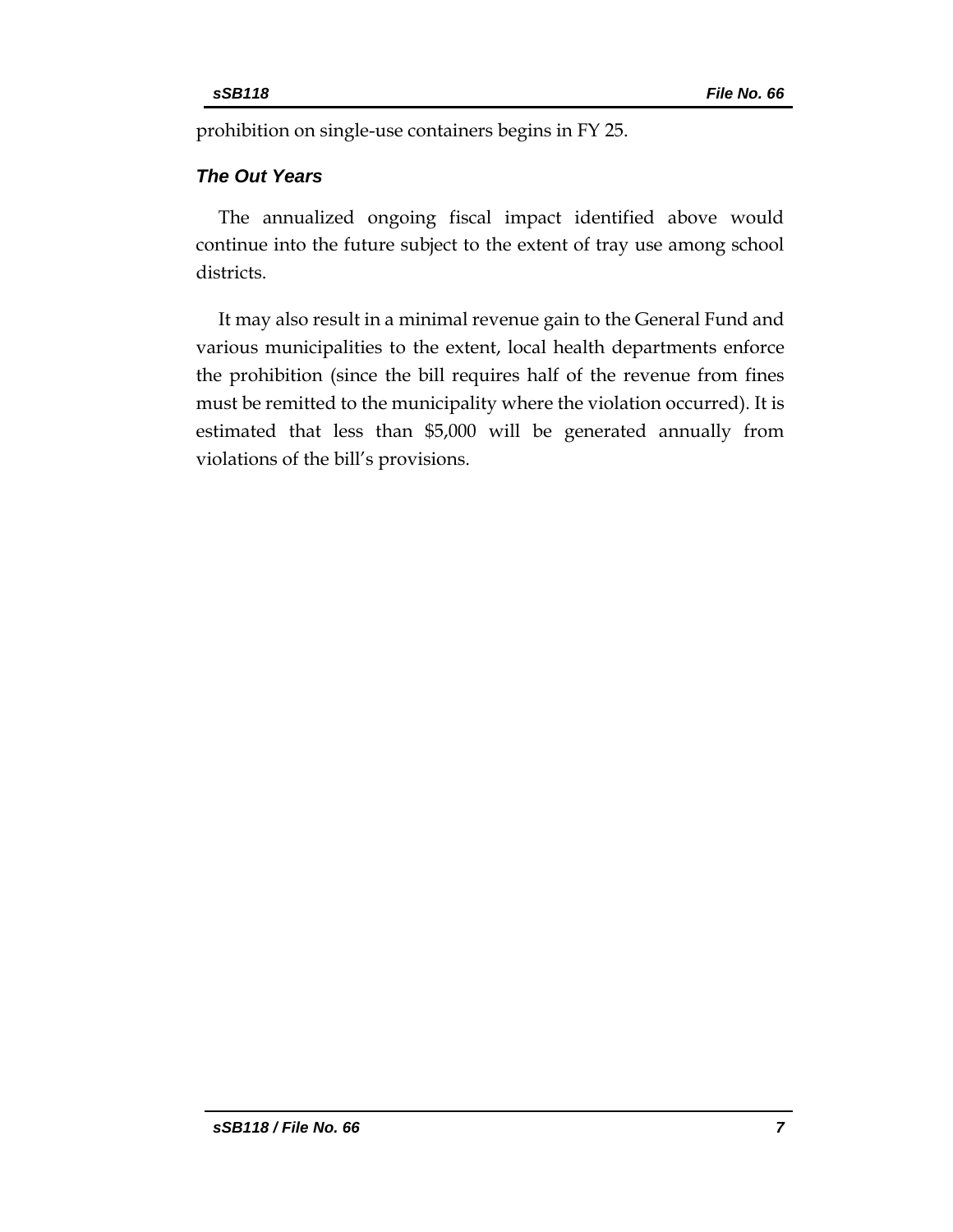prohibition on single-use containers begins in FY 25.

### *The Out Years*

The annualized ongoing fiscal impact identified above would continue into the future subject to the extent of tray use among school districts.

It may also result in a minimal revenue gain to the General Fund and various municipalities to the extent, local health departments enforce the prohibition (since the bill requires half of the revenue from fines must be remitted to the municipality where the violation occurred). It is estimated that less than $5,000 will be generated annually from violations of the bill's provisions.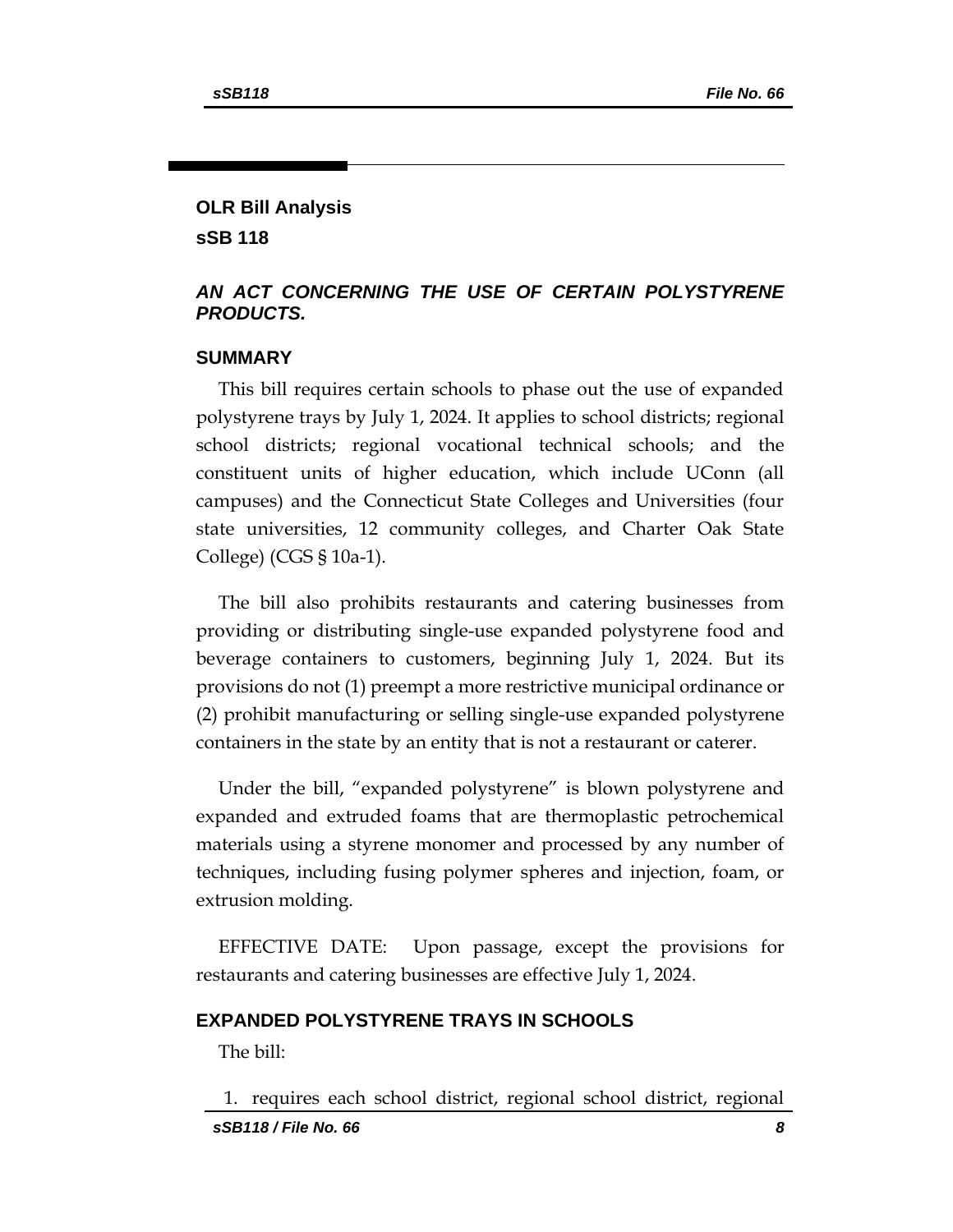# OLR Bill Analysis

## sSB 118

### *AN ACT CONCERNING THE USE OF CERTAIN POLYSTYRENE PRODUCTS.*

### SUMMARY

This bill requires certain schools to phase out the use of expanded polystyrene trays by July 1, 2024. It applies to school districts; regional school districts; regional vocational technical schools; and the constituent units of higher education, which include UConn (all campuses) and the Connecticut State Colleges and Universities (four state universities, 12 community colleges, and Charter Oak State College) (CGS § 10a-1).

The bill also prohibits restaurants and catering businesses from providing or distributing single-use expanded polystyrene food and beverage containers to customers, beginning July 1, 2024. But its provisions do not (1) preempt a more restrictive municipal ordinance or (2) prohibit manufacturing or selling single-use expanded polystyrene containers in the state by an entity that is not a restaurant or caterer.

Under the bill, "expanded polystyrene" is blown polystyrene and expanded and extruded foams that are thermoplastic petrochemical materials using a styrene monomer and processed by any number of techniques, including fusing polymer spheres and injection, foam, or extrusion molding.

EFFECTIVE DATE: Upon passage, except the provisions for restaurants and catering businesses are effective July 1, 2024.

### EXPANDED POLYSTYRENE TRAYS IN SCHOOLS

The bill:

1. requires each school district, regional school district, regional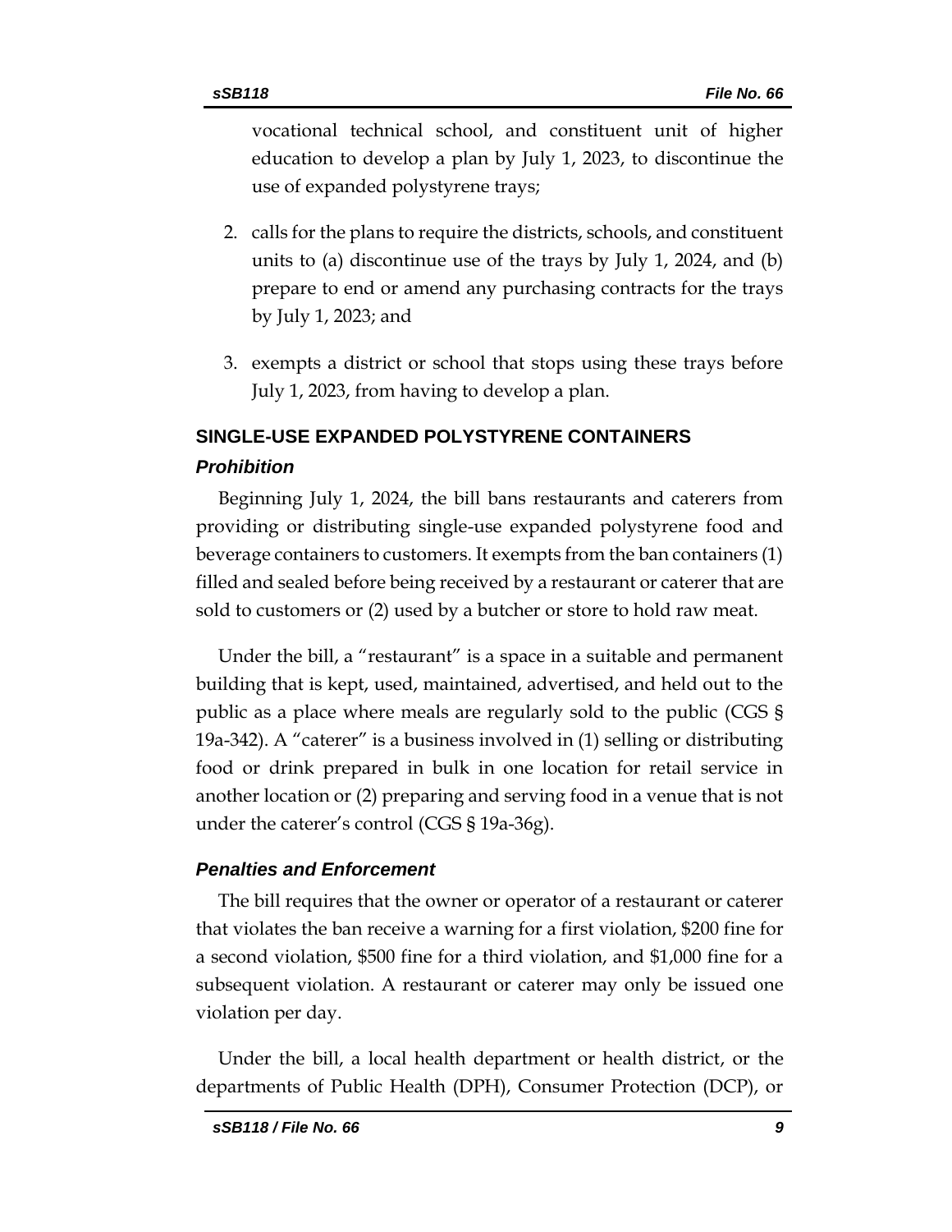vocational technical school, and constituent unit of higher education to develop a plan by July 1, 2023, to discontinue the use of expanded polystyrene trays;

2. calls for the plans to require the districts, schools, and constituent units to (a) discontinue use of the trays by July 1, 2024, and (b) prepare to end or amend any purchasing contracts for the trays by July 1, 2023; and

3. exempts a district or school that stops using these trays before July 1, 2023, from having to develop a plan.

## SINGLE-USE EXPANDED POLYSTYRENE CONTAINERS

### *Prohibition*

Beginning July 1, 2024, the bill bans restaurants and caterers from providing or distributing single-use expanded polystyrene food and beverage containers to customers. It exempts from the ban containers (1) filled and sealed before being received by a restaurant or caterer that are sold to customers or (2) used by a butcher or store to hold raw meat.

Under the bill, a "restaurant" is a space in a suitable and permanent building that is kept, used, maintained, advertised, and held out to the public as a place where meals are regularly sold to the public (CGS § 19a-342). A "caterer" is a business involved in (1) selling or distributing food or drink prepared in bulk in one location for retail service in another location or (2) preparing and serving food in a venue that is not under the caterer's control (CGS § 19a-36g).

### *Penalties and Enforcement*

The bill requires that the owner or operator of a restaurant or caterer that violates the ban receive a warning for a first violation, $200 fine for a second violation, $500 fine for a third violation, and $1,000 fine for a subsequent violation. A restaurant or caterer may only be issued one violation per day.

Under the bill, a local health department or health district, or the departments of Public Health (DPH), Consumer Protection (DCP), or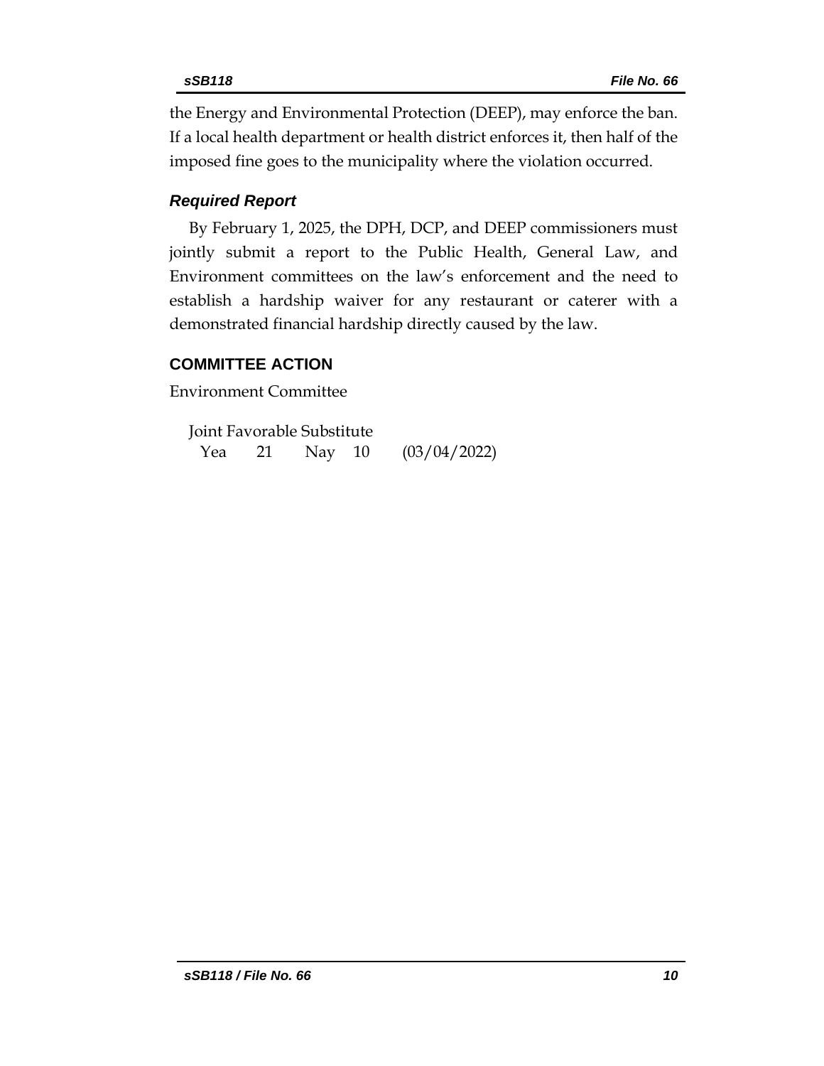the Energy and Environmental Protection (DEEP), may enforce the ban. If a local health department or health district enforces it, then half of the imposed fine goes to the municipality where the violation occurred.

### *Required Report*

By February 1, 2025, the DPH, DCP, and DEEP commissioners must jointly submit a report to the Public Health, General Law, and Environment committees on the law's enforcement and the need to establish a hardship waiver for any restaurant or caterer with a demonstrated financial hardship directly caused by the law.

## COMMITTEE ACTION

Environment Committee

Joint Favorable Substitute
Yea 21 Nay 10 (03/04/2022)